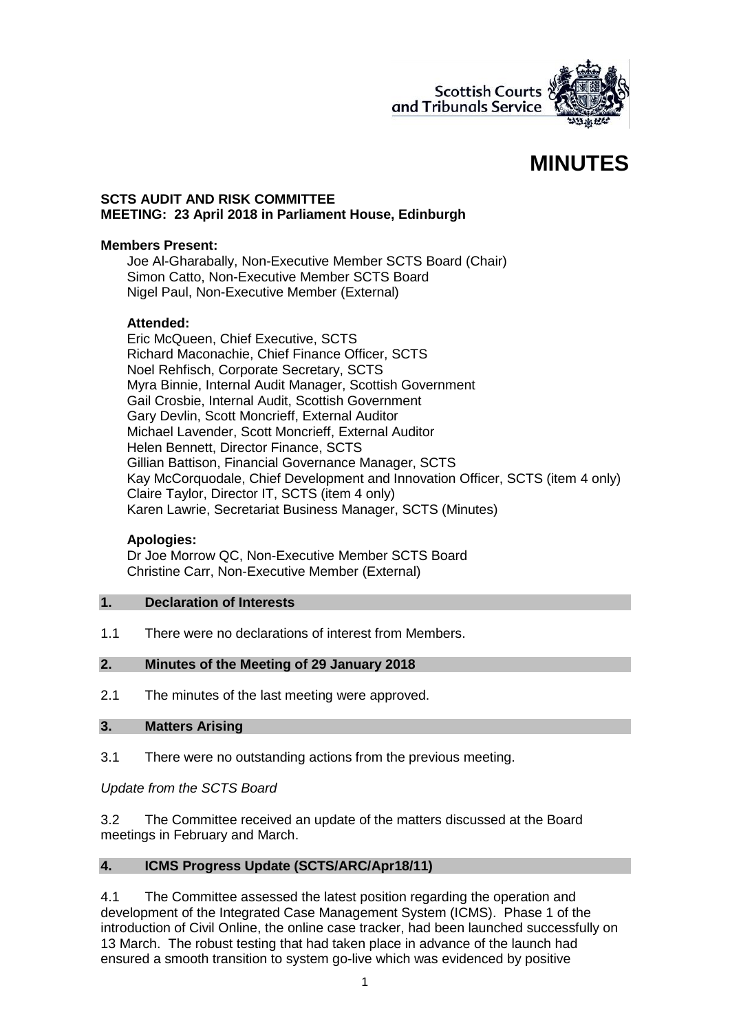Scottish Courts and Tribunals Service

# MINUTES

**SCTS AUDIT AND RISK COMMITTEE**
**MEETING: 23 April 2018 in Parliament House, Edinburgh**

**Members Present:**

Joe Al-Gharabally, Non-Executive Member SCTS Board (Chair)
Simon Catto, Non-Executive Member SCTS Board
Nigel Paul, Non-Executive Member (External)

**Attended:**

Eric McQueen, Chief Executive, SCTS
Richard Maconachie, Chief Finance Officer, SCTS
Noel Rehfisch, Corporate Secretary, SCTS
Myra Binnie, Internal Audit Manager, Scottish Government
Gail Crosbie, Internal Audit, Scottish Government
Gary Devlin, Scott Moncrieff, External Auditor
Michael Lavender, Scott Moncrieff, External Auditor
Helen Bennett, Director Finance, SCTS
Gillian Battison, Financial Governance Manager, SCTS
Kay McCorquodale, Chief Development and Innovation Officer, SCTS (item 4 only)
Claire Taylor, Director IT, SCTS (item 4 only)
Karen Lawrie, Secretariat Business Manager, SCTS (Minutes)

**Apologies:**

Dr Joe Morrow QC, Non-Executive Member SCTS Board
Christine Carr, Non-Executive Member (External)

## 1. Declaration of Interests

1.1 There were no declarations of interest from Members.

## 2. Minutes of the Meeting of 29 January 2018

2.1 The minutes of the last meeting were approved.

## 3. Matters Arising

3.1 There were no outstanding actions from the previous meeting.

*Update from the SCTS Board*

3.2 The Committee received an update of the matters discussed at the Board meetings in February and March.

## 4. ICMS Progress Update (SCTS/ARC/Apr18/11)

4.1 The Committee assessed the latest position regarding the operation and development of the Integrated Case Management System (ICMS). Phase 1 of the introduction of Civil Online, the online case tracker, had been launched successfully on 13 March. The robust testing that had taken place in advance of the launch had ensured a smooth transition to system go-live which was evidenced by positive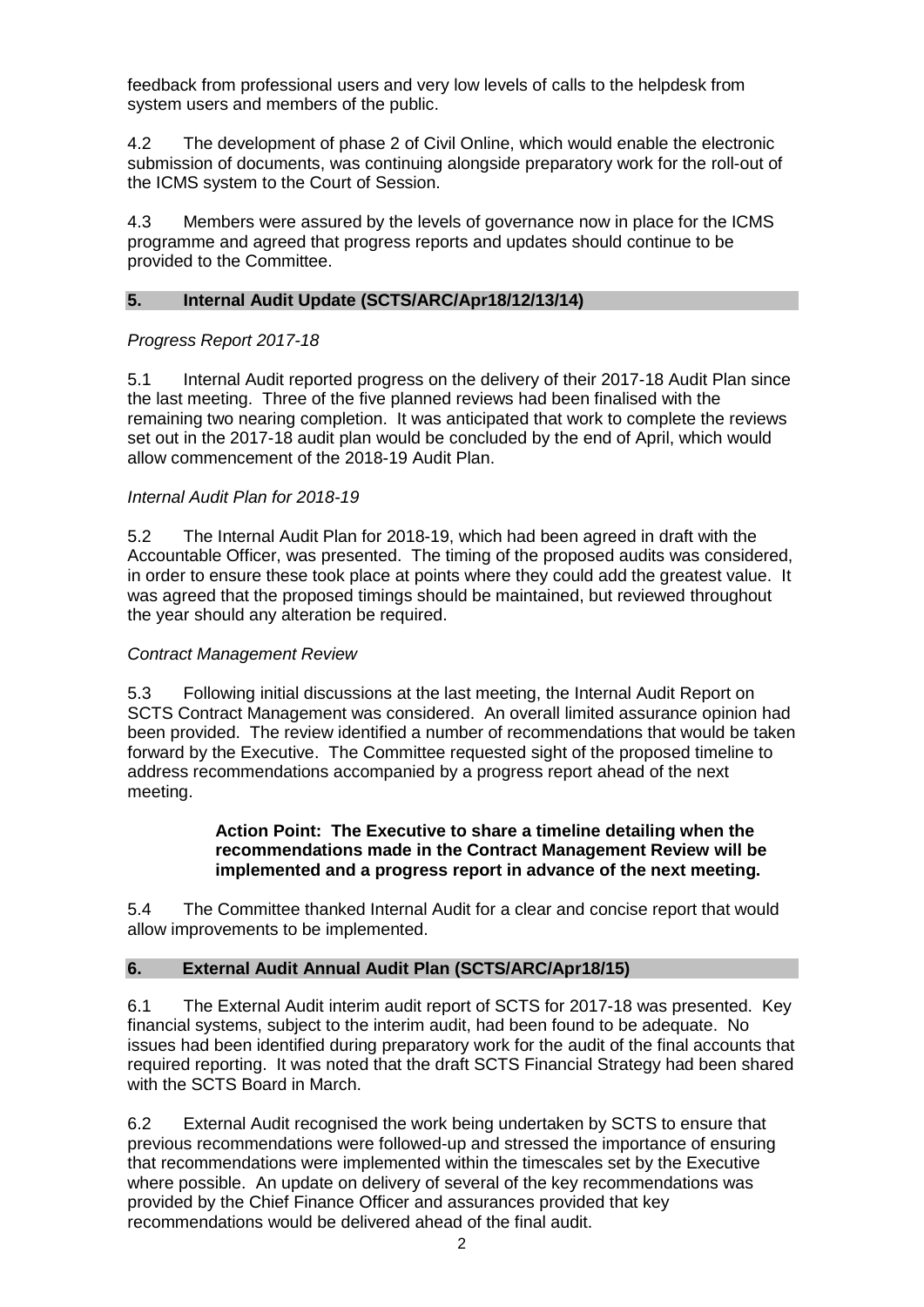feedback from professional users and very low levels of calls to the helpdesk from system users and members of the public.

4.2 The development of phase 2 of Civil Online, which would enable the electronic submission of documents, was continuing alongside preparatory work for the roll-out of the ICMS system to the Court of Session.

4.3 Members were assured by the levels of governance now in place for the ICMS programme and agreed that progress reports and updates should continue to be provided to the Committee.

## 5. Internal Audit Update (SCTS/ARC/Apr18/12/13/14)

*Progress Report 2017-18*

5.1 Internal Audit reported progress on the delivery of their 2017-18 Audit Plan since the last meeting. Three of the five planned reviews had been finalised with the remaining two nearing completion. It was anticipated that work to complete the reviews set out in the 2017-18 audit plan would be concluded by the end of April, which would allow commencement of the 2018-19 Audit Plan.

*Internal Audit Plan for 2018-19*

5.2 The Internal Audit Plan for 2018-19, which had been agreed in draft with the Accountable Officer, was presented. The timing of the proposed audits was considered, in order to ensure these took place at points where they could add the greatest value. It was agreed that the proposed timings should be maintained, but reviewed throughout the year should any alteration be required.

*Contract Management Review*

5.3 Following initial discussions at the last meeting, the Internal Audit Report on SCTS Contract Management was considered. An overall limited assurance opinion had been provided. The review identified a number of recommendations that would be taken forward by the Executive. The Committee requested sight of the proposed timeline to address recommendations accompanied by a progress report ahead of the next meeting.

> **Action Point: The Executive to share a timeline detailing when the recommendations made in the Contract Management Review will be implemented and a progress report in advance of the next meeting.**

5.4 The Committee thanked Internal Audit for a clear and concise report that would allow improvements to be implemented.

## 6. External Audit Annual Audit Plan (SCTS/ARC/Apr18/15)

6.1 The External Audit interim audit report of SCTS for 2017-18 was presented. Key financial systems, subject to the interim audit, had been found to be adequate. No issues had been identified during preparatory work for the audit of the final accounts that required reporting. It was noted that the draft SCTS Financial Strategy had been shared with the SCTS Board in March.

6.2 External Audit recognised the work being undertaken by SCTS to ensure that previous recommendations were followed-up and stressed the importance of ensuring that recommendations were implemented within the timescales set by the Executive where possible. An update on delivery of several of the key recommendations was provided by the Chief Finance Officer and assurances provided that key recommendations would be delivered ahead of the final audit.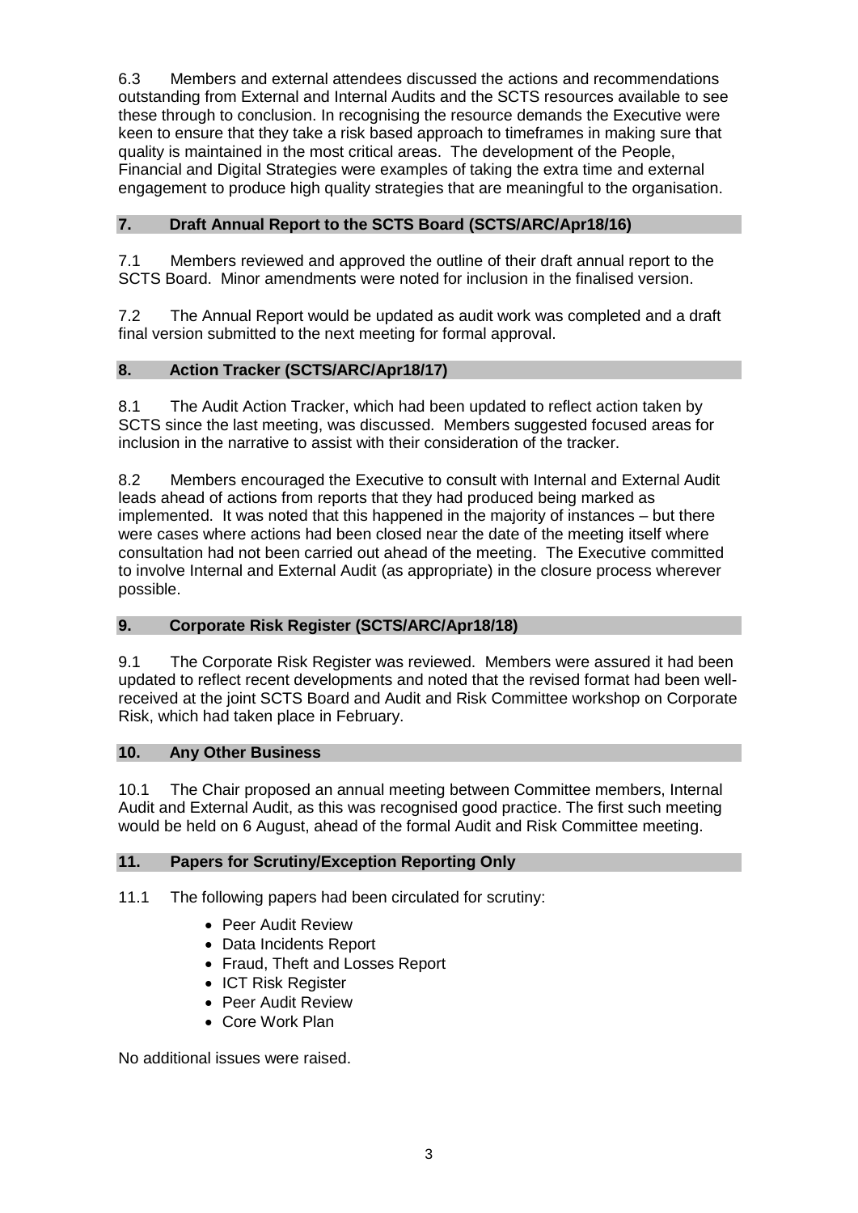6.3 Members and external attendees discussed the actions and recommendations outstanding from External and Internal Audits and the SCTS resources available to see these through to conclusion. In recognising the resource demands the Executive were keen to ensure that they take a risk based approach to timeframes in making sure that quality is maintained in the most critical areas. The development of the People, Financial and Digital Strategies were examples of taking the extra time and external engagement to produce high quality strategies that are meaningful to the organisation.

## 7. Draft Annual Report to the SCTS Board (SCTS/ARC/Apr18/16)

7.1 Members reviewed and approved the outline of their draft annual report to the SCTS Board. Minor amendments were noted for inclusion in the finalised version.

7.2 The Annual Report would be updated as audit work was completed and a draft final version submitted to the next meeting for formal approval.

## 8. Action Tracker (SCTS/ARC/Apr18/17)

8.1 The Audit Action Tracker, which had been updated to reflect action taken by SCTS since the last meeting, was discussed. Members suggested focused areas for inclusion in the narrative to assist with their consideration of the tracker.

8.2 Members encouraged the Executive to consult with Internal and External Audit leads ahead of actions from reports that they had produced being marked as implemented. It was noted that this happened in the majority of instances – but there were cases where actions had been closed near the date of the meeting itself where consultation had not been carried out ahead of the meeting. The Executive committed to involve Internal and External Audit (as appropriate) in the closure process wherever possible.

## 9. Corporate Risk Register (SCTS/ARC/Apr18/18)

9.1 The Corporate Risk Register was reviewed. Members were assured it had been updated to reflect recent developments and noted that the revised format had been well-received at the joint SCTS Board and Audit and Risk Committee workshop on Corporate Risk, which had taken place in February.

## 10. Any Other Business

10.1 The Chair proposed an annual meeting between Committee members, Internal Audit and External Audit, as this was recognised good practice. The first such meeting would be held on 6 August, ahead of the formal Audit and Risk Committee meeting.

## 11. Papers for Scrutiny/Exception Reporting Only

11.1 The following papers had been circulated for scrutiny:

- Peer Audit Review
- Data Incidents Report
- Fraud, Theft and Losses Report
- ICT Risk Register
- Peer Audit Review
- Core Work Plan

No additional issues were raised.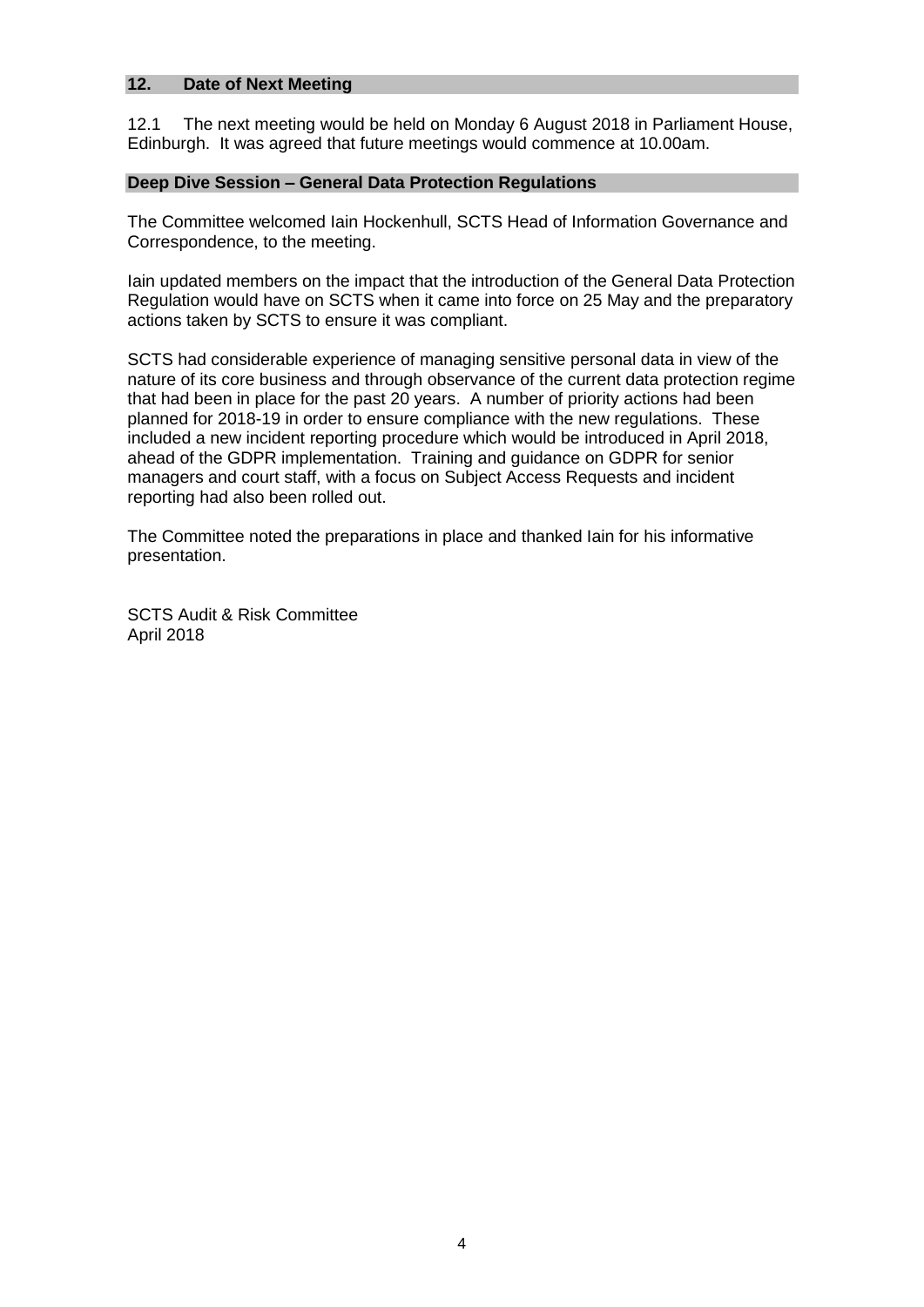## 12. Date of Next Meeting

12.1 The next meeting would be held on Monday 6 August 2018 in Parliament House, Edinburgh. It was agreed that future meetings would commence at 10.00am.

## Deep Dive Session – General Data Protection Regulations

The Committee welcomed Iain Hockenhull, SCTS Head of Information Governance and Correspondence, to the meeting.

Iain updated members on the impact that the introduction of the General Data Protection Regulation would have on SCTS when it came into force on 25 May and the preparatory actions taken by SCTS to ensure it was compliant.

SCTS had considerable experience of managing sensitive personal data in view of the nature of its core business and through observance of the current data protection regime that had been in place for the past 20 years. A number of priority actions had been planned for 2018-19 in order to ensure compliance with the new regulations. These included a new incident reporting procedure which would be introduced in April 2018, ahead of the GDPR implementation. Training and guidance on GDPR for senior managers and court staff, with a focus on Subject Access Requests and incident reporting had also been rolled out.

The Committee noted the preparations in place and thanked Iain for his informative presentation.

SCTS Audit & Risk Committee
April 2018